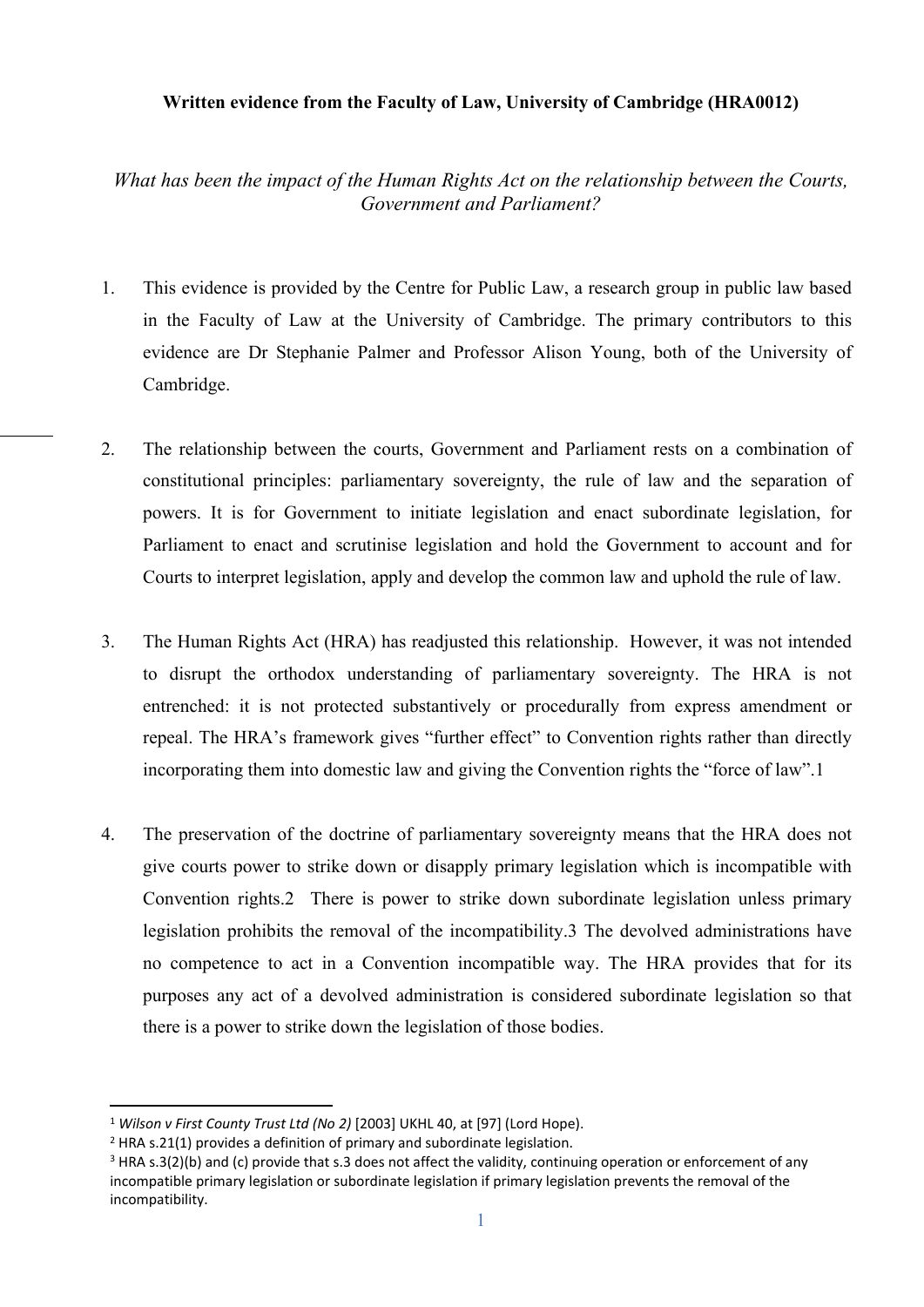**Written evidence from the Faculty of Law, University of Cambridge (HRA0012)**

*What has been the impact of the Human Rights Act on the relationship between the Courts, Government and Parliament?*

1. This evidence is provided by the Centre for Public Law, a research group in public law based in the Faculty of Law at the University of Cambridge. The primary contributors to this evidence are Dr Stephanie Palmer and Professor Alison Young, both of the University of Cambridge.

2. The relationship between the courts, Government and Parliament rests on a combination of constitutional principles: parliamentary sovereignty, the rule of law and the separation of powers. It is for Government to initiate legislation and enact subordinate legislation, for Parliament to enact and scrutinise legislation and hold the Government to account and for Courts to interpret legislation, apply and develop the common law and uphold the rule of law.

3. The Human Rights Act (HRA) has readjusted this relationship. However, it was not intended to disrupt the orthodox understanding of parliamentary sovereignty. The HRA is not entrenched: it is not protected substantively or procedurally from express amendment or repeal. The HRA's framework gives "further effect" to Convention rights rather than directly incorporating them into domestic law and giving the Convention rights the "force of law".[1]

4. The preservation of the doctrine of parliamentary sovereignty means that the HRA does not give courts power to strike down or disapply primary legislation which is incompatible with Convention rights.[2] There is power to strike down subordinate legislation unless primary legislation prohibits the removal of the incompatibility.[3] The devolved administrations have no competence to act in a Convention incompatible way. The HRA provides that for its purposes any act of a devolved administration is considered subordinate legislation so that there is a power to strike down the legislation of those bodies.

---

[1] *Wilson v First County Trust Ltd (No 2)* [2003] UKHL 40, at [97] (Lord Hope).

[2] HRA s.21(1) provides a definition of primary and subordinate legislation.

[3] HRA s.3(2)(b) and (c) provide that s.3 does not affect the validity, continuing operation or enforcement of any incompatible primary legislation or subordinate legislation if primary legislation prevents the removal of the incompatibility.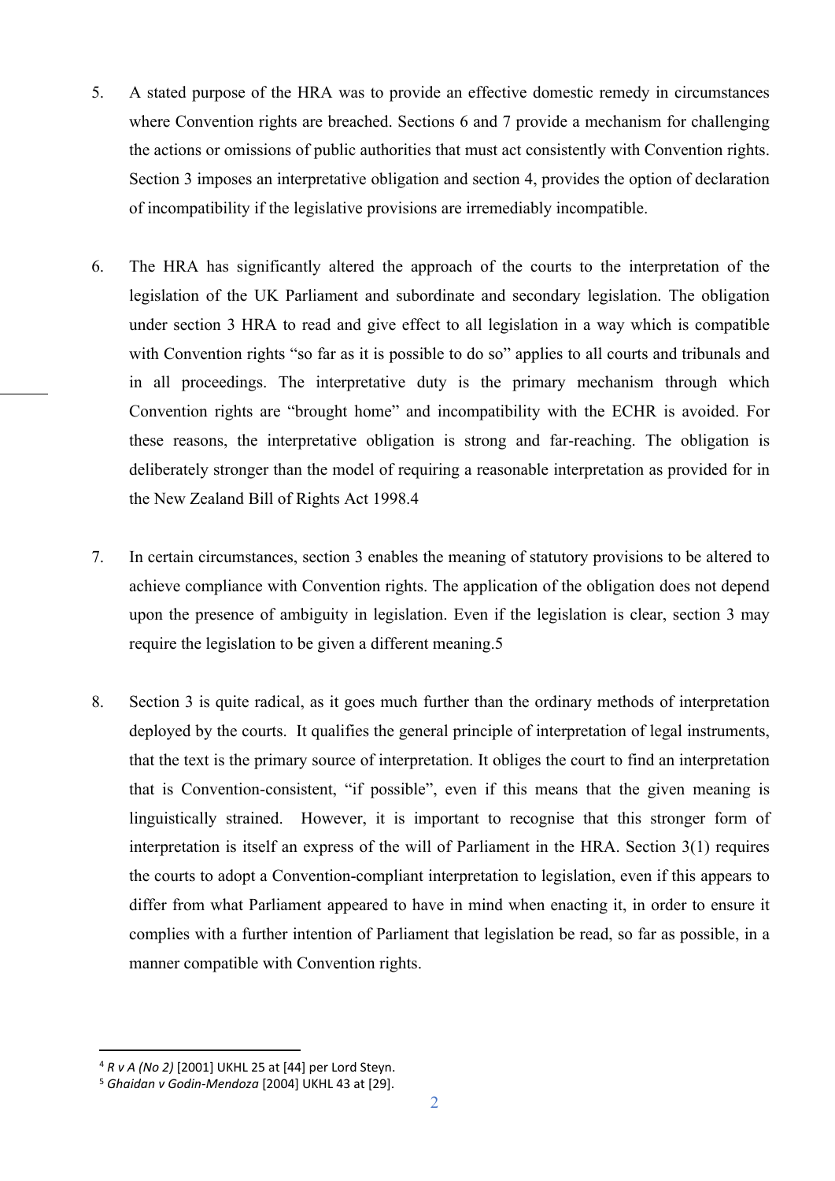5. A stated purpose of the HRA was to provide an effective domestic remedy in circumstances where Convention rights are breached. Sections 6 and 7 provide a mechanism for challenging the actions or omissions of public authorities that must act consistently with Convention rights. Section 3 imposes an interpretative obligation and section 4, provides the option of declaration of incompatibility if the legislative provisions are irremediably incompatible.

6. The HRA has significantly altered the approach of the courts to the interpretation of the legislation of the UK Parliament and subordinate and secondary legislation. The obligation under section 3 HRA to read and give effect to all legislation in a way which is compatible with Convention rights "so far as it is possible to do so" applies to all courts and tribunals and in all proceedings. The interpretative duty is the primary mechanism through which Convention rights are "brought home" and incompatibility with the ECHR is avoided. For these reasons, the interpretative obligation is strong and far-reaching. The obligation is deliberately stronger than the model of requiring a reasonable interpretation as provided for in the New Zealand Bill of Rights Act 1998.[4]

7. In certain circumstances, section 3 enables the meaning of statutory provisions to be altered to achieve compliance with Convention rights. The application of the obligation does not depend upon the presence of ambiguity in legislation. Even if the legislation is clear, section 3 may require the legislation to be given a different meaning.[5]

8. Section 3 is quite radical, as it goes much further than the ordinary methods of interpretation deployed by the courts. It qualifies the general principle of interpretation of legal instruments, that the text is the primary source of interpretation. It obliges the court to find an interpretation that is Convention-consistent, "if possible", even if this means that the given meaning is linguistically strained. However, it is important to recognise that this stronger form of interpretation is itself an express of the will of Parliament in the HRA. Section 3(1) requires the courts to adopt a Convention-compliant interpretation to legislation, even if this appears to differ from what Parliament appeared to have in mind when enacting it, in order to ensure it complies with a further intention of Parliament that legislation be read, so far as possible, in a manner compatible with Convention rights.

---

[4] *R v A (No 2)* [2001] UKHL 25 at [44] per Lord Steyn.

[5] *Ghaidan v Godin-Mendoza* [2004] UKHL 43 at [29].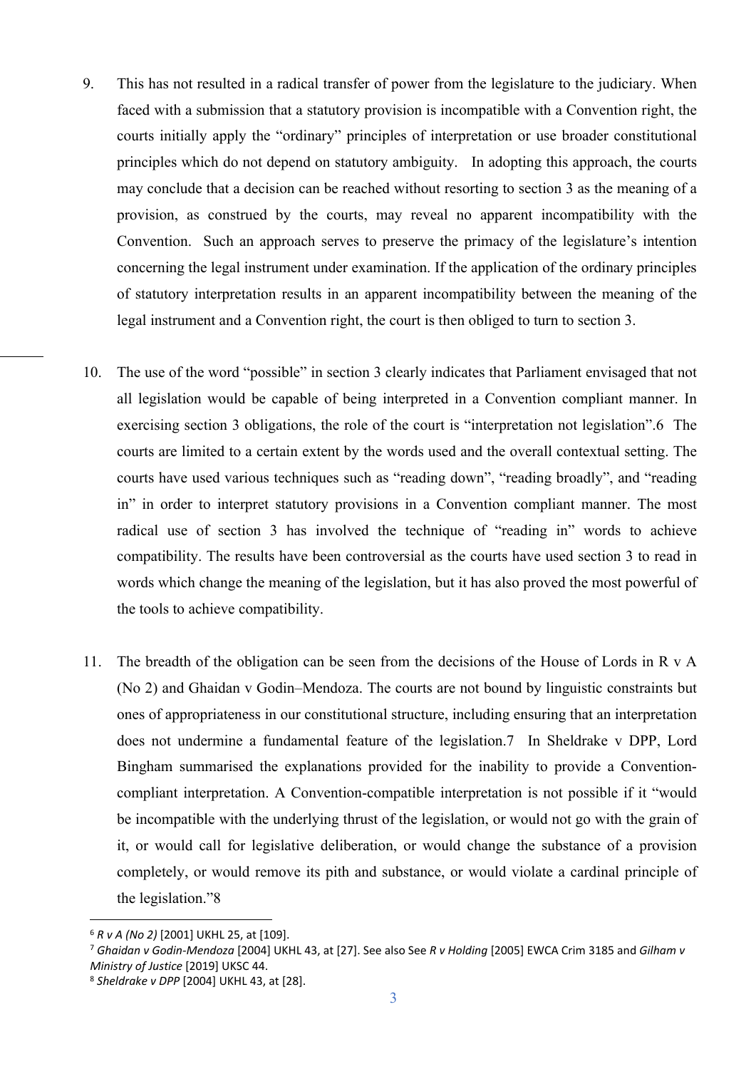9. This has not resulted in a radical transfer of power from the legislature to the judiciary. When faced with a submission that a statutory provision is incompatible with a Convention right, the courts initially apply the "ordinary" principles of interpretation or use broader constitutional principles which do not depend on statutory ambiguity. In adopting this approach, the courts may conclude that a decision can be reached without resorting to section 3 as the meaning of a provision, as construed by the courts, may reveal no apparent incompatibility with the Convention. Such an approach serves to preserve the primacy of the legislature's intention concerning the legal instrument under examination. If the application of the ordinary principles of statutory interpretation results in an apparent incompatibility between the meaning of the legal instrument and a Convention right, the court is then obliged to turn to section 3.

10. The use of the word "possible" in section 3 clearly indicates that Parliament envisaged that not all legislation would be capable of being interpreted in a Convention compliant manner. In exercising section 3 obligations, the role of the court is "interpretation not legislation".[6] The courts are limited to a certain extent by the words used and the overall contextual setting. The courts have used various techniques such as "reading down", "reading broadly", and "reading in" in order to interpret statutory provisions in a Convention compliant manner. The most radical use of section 3 has involved the technique of "reading in" words to achieve compatibility. The results have been controversial as the courts have used section 3 to read in words which change the meaning of the legislation, but it has also proved the most powerful of the tools to achieve compatibility.

11. The breadth of the obligation can be seen from the decisions of the House of Lords in R v A (No 2) and Ghaidan v Godin–Mendoza. The courts are not bound by linguistic constraints but ones of appropriateness in our constitutional structure, including ensuring that an interpretation does not undermine a fundamental feature of the legislation.[7] In Sheldrake v DPP, Lord Bingham summarised the explanations provided for the inability to provide a Convention-compliant interpretation. A Convention-compatible interpretation is not possible if it "would be incompatible with the underlying thrust of the legislation, or would not go with the grain of it, or would call for legislative deliberation, or would change the substance of a provision completely, or would remove its pith and substance, or would violate a cardinal principle of the legislation."[8]

---

[6] *R v A (No 2)* [2001] UKHL 25, at [109].

[7] *Ghaidan v Godin-Mendoza* [2004] UKHL 43, at [27]. See also See *R v Holding* [2005] EWCA Crim 3185 and *Gilham v Ministry of Justice* [2019] UKSC 44.

[8] *Sheldrake v DPP* [2004] UKHL 43, at [28].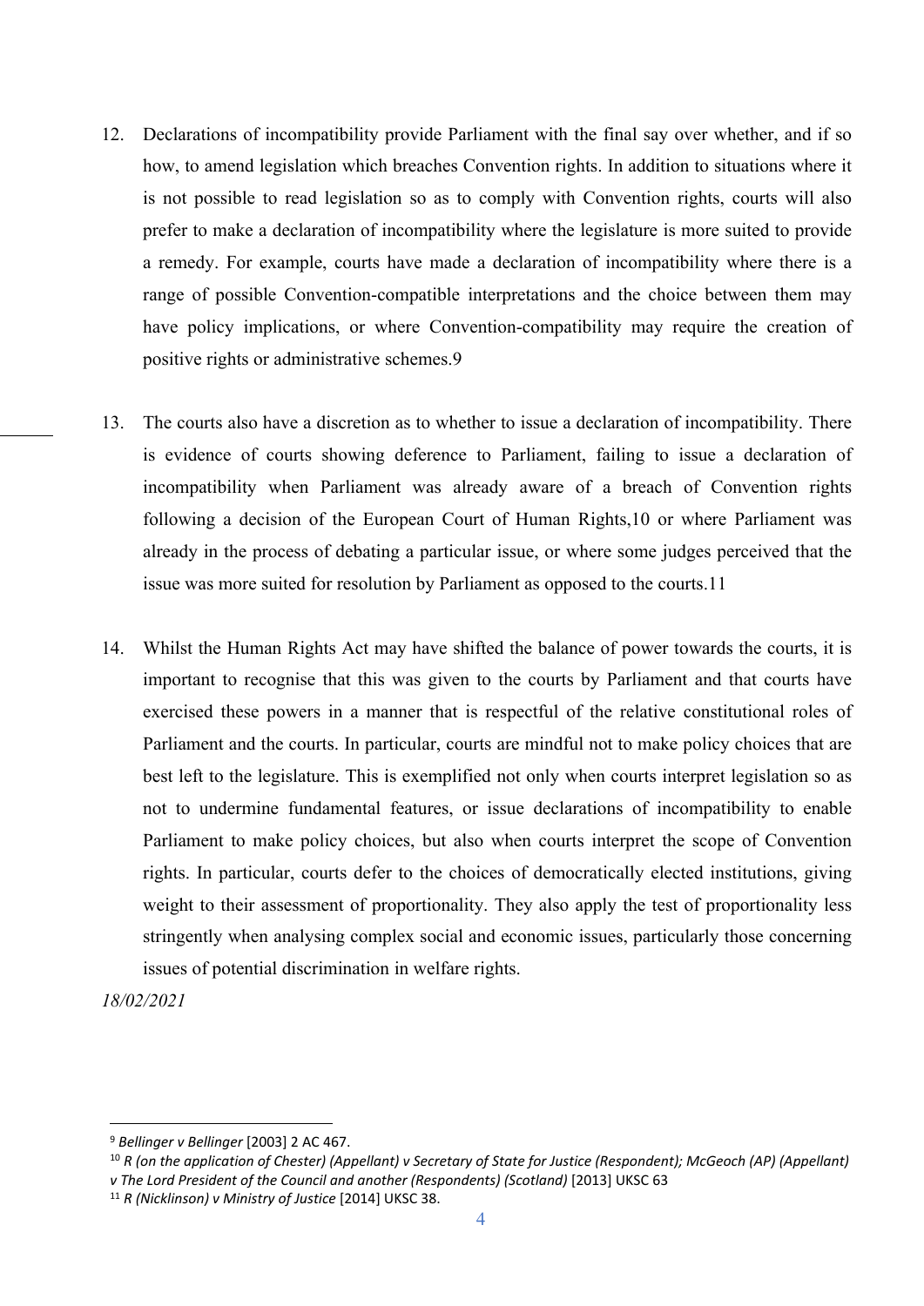12. Declarations of incompatibility provide Parliament with the final say over whether, and if so how, to amend legislation which breaches Convention rights. In addition to situations where it is not possible to read legislation so as to comply with Convention rights, courts will also prefer to make a declaration of incompatibility where the legislature is more suited to provide a remedy. For example, courts have made a declaration of incompatibility where there is a range of possible Convention-compatible interpretations and the choice between them may have policy implications, or where Convention-compatibility may require the creation of positive rights or administrative schemes.[9]

13. The courts also have a discretion as to whether to issue a declaration of incompatibility. There is evidence of courts showing deference to Parliament, failing to issue a declaration of incompatibility when Parliament was already aware of a breach of Convention rights following a decision of the European Court of Human Rights,[10] or where Parliament was already in the process of debating a particular issue, or where some judges perceived that the issue was more suited for resolution by Parliament as opposed to the courts.[11]

14. Whilst the Human Rights Act may have shifted the balance of power towards the courts, it is important to recognise that this was given to the courts by Parliament and that courts have exercised these powers in a manner that is respectful of the relative constitutional roles of Parliament and the courts. In particular, courts are mindful not to make policy choices that are best left to the legislature. This is exemplified not only when courts interpret legislation so as not to undermine fundamental features, or issue declarations of incompatibility to enable Parliament to make policy choices, but also when courts interpret the scope of Convention rights. In particular, courts defer to the choices of democratically elected institutions, giving weight to their assessment of proportionality. They also apply the test of proportionality less stringently when analysing complex social and economic issues, particularly those concerning issues of potential discrimination in welfare rights.

*18/02/2021*

---

[9] *Bellinger v Bellinger* [2003] 2 AC 467.

[10] *R (on the application of Chester) (Appellant) v Secretary of State for Justice (Respondent); McGeoch (AP) (Appellant) v The Lord President of the Council and another (Respondents) (Scotland)* [2013] UKSC 63

[11] *R (Nicklinson) v Ministry of Justice* [2014] UKSC 38.